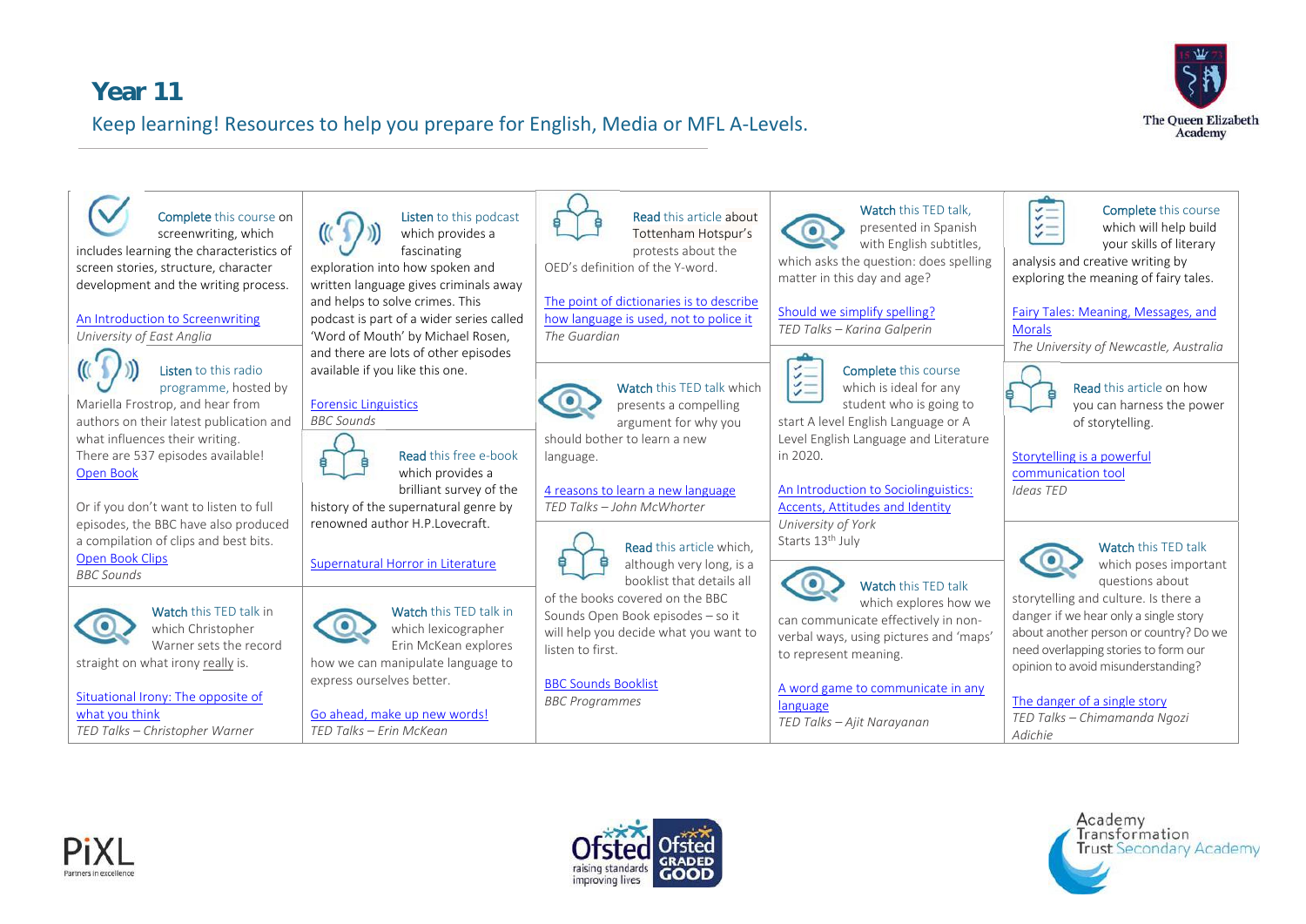# Year 11

## Keep learning! Resources to help you prepare for English, Media or MFL A-Levels.

The Queen Elizabeth Academy

**Complete** this course on screenwriting, which includes learning the characteristics of screen stories, structure, character development and the writing process.

An Introduction to Screenwriting
*University of East Anglia*

**Listen** to this radio programme, hosted by Mariella Frostrop, and hear from authors on their latest publication and what influences their writing.
There are 537 episodes available!
Open Book

Or if you don't want to listen to full episodes, the BBC have also produced a compilation of clips and best bits.
Open Book Clips
*BBC Sounds*

**Watch** this TED talk in which Christopher Warner sets the record straight on what irony really is.

Situational Irony: The opposite of what you think
*TED Talks – Christopher Warner*

**Listen** to this podcast which provides a fascinating exploration into how spoken and written language gives criminals away and helps to solve crimes. This podcast is part of a wider series called 'Word of Mouth' by Michael Rosen, and there are lots of other episodes available if you like this one.

Forensic Linguistics
*BBC Sounds*

**Read** this free e-book which provides a brilliant survey of the history of the supernatural genre by renowned author H.P.Lovecraft.

Supernatural Horror in Literature

**Watch** this TED talk in which lexicographer Erin McKean explores how we can manipulate language to express ourselves better.

Go ahead, make up new words!
*TED Talks – Erin McKean*

**Read** this article about Tottenham Hotspur's protests about the OED's definition of the Y-word.

The point of dictionaries is to describe how language is used, not to police it
*The Guardian*

**Watch** this TED talk which presents a compelling argument for why you should bother to learn a new language.

4 reasons to learn a new language
*TED Talks – John McWhorter*

**Read** this article which, although very long, is a booklist that details all of the books covered on the BBC Sounds Open Book episodes – so it will help you decide what you want to listen to first.

BBC Sounds Booklist
*BBC Programmes*

**Watch** this TED talk, presented in Spanish with English subtitles, which asks the question: does spelling matter in this day and age?

Should we simplify spelling?
*TED Talks – Karina Galperin*

**Complete** this course which is ideal for any student who is going to start A level English Language or A Level English Language and Literature in 2020.

An Introduction to Sociolinguistics: Accents, Attitudes and Identity
*University of York*
Starts 13th July

**Watch** this TED talk which explores how we can communicate effectively in non-verbal ways, using pictures and 'maps' to represent meaning.

A word game to communicate in any language
*TED Talks – Ajit Narayanan*

**Complete** this course which will help build your skills of literary analysis and creative writing by exploring the meaning of fairy tales.

Fairy Tales: Meaning, Messages, and Morals
*The University of Newcastle, Australia*

**Read** this article on how you can harness the power of storytelling.

Storytelling is a powerful communication tool
*Ideas TED*

**Watch** this TED talk which poses important questions about storytelling and culture. Is there a danger if we hear only a single story about another person or country? Do we need overlapping stories to form our opinion to avoid misunderstanding?

The danger of a single story
*TED Talks – Chimamanda Ngozi Adichie*

PiXL Partners in excellence

Ofsted raising standards improving lives | Ofsted GRADED GOOD

Academy Transformation Trust Secondary Academy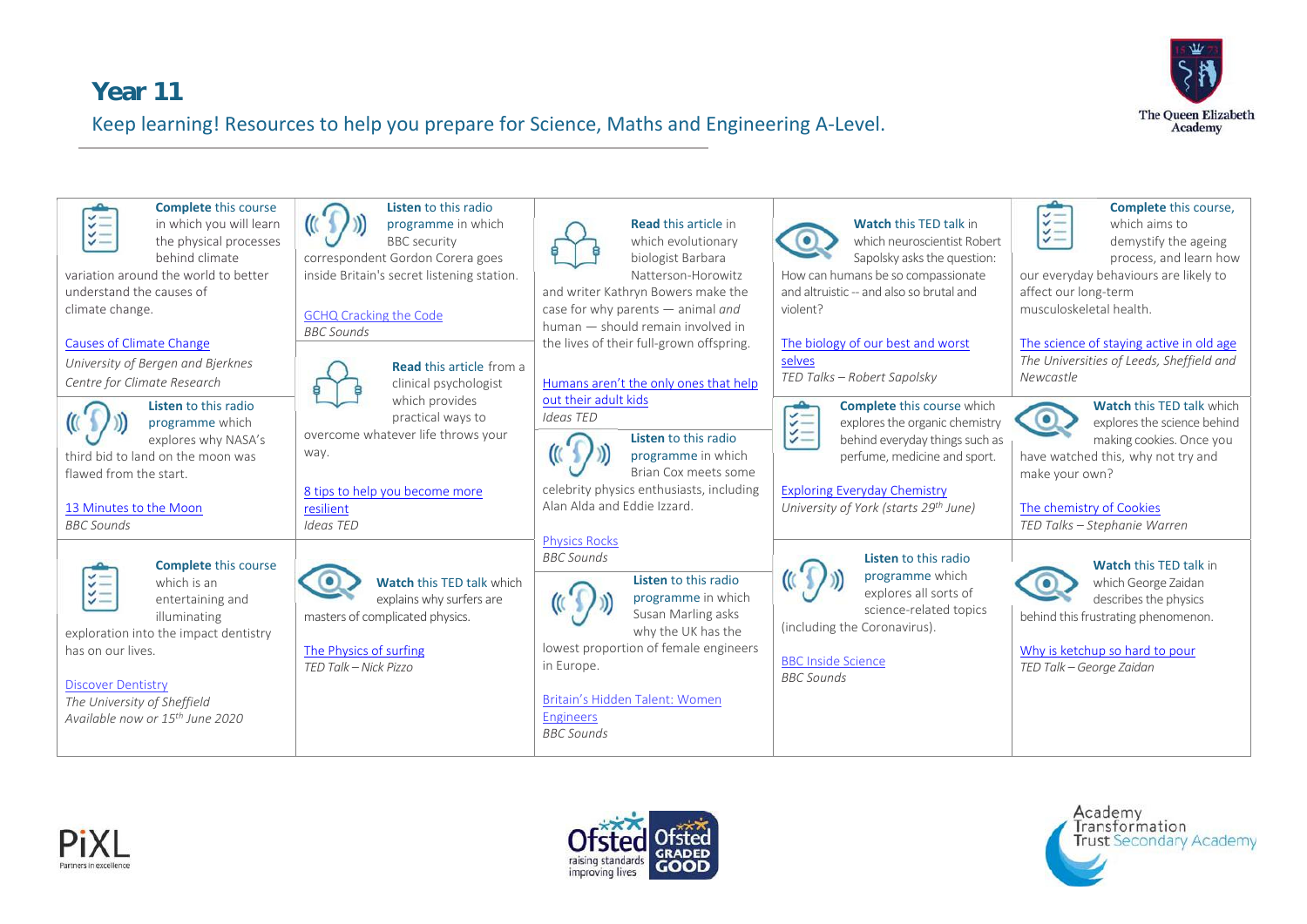# Year 11

Keep learning! Resources to help you prepare for Science, Maths and Engineering A-Level.

**Complete** this course in which you will learn the physical processes behind climate variation around the world to better understand the causes of climate change.

Causes of Climate Change
*University of Bergen and Bjerknes Centre for Climate Research*

**Listen** to this radio programme which explores why NASA's third bid to land on the moon was flawed from the start.

13 Minutes to the Moon
*BBC Sounds*

**Complete** this course which is an entertaining and illuminating exploration into the impact dentistry has on our lives.

Discover Dentistry
*The University of Sheffield*
*Available now or 15th June 2020*

**Listen** to this radio programme in which BBC security correspondent Gordon Corera goes inside Britain's secret listening station.

GCHQ Cracking the Code
*BBC Sounds*

**Read** this article from a clinical psychologist which provides practical ways to overcome whatever life throws your way.

8 tips to help you become more resilient
*Ideas TED*

**Watch** this TED talk which explains why surfers are masters of complicated physics.

The Physics of surfing
*TED Talk – Nick Pizzo*

**Read** this article in which evolutionary biologist Barbara Natterson-Horowitz and writer Kathryn Bowers make the case for why parents — animal *and* human — should remain involved in the lives of their full-grown offspring.

Humans aren't the only ones that help out their adult kids
*Ideas TED*

**Listen** to this radio programme in which Brian Cox meets some celebrity physics enthusiasts, including Alan Alda and Eddie Izzard.

Physics Rocks
*BBC Sounds*

**Listen** to this radio programme in which Susan Marling asks why the UK has the lowest proportion of female engineers in Europe.

Britain's Hidden Talent: Women Engineers
*BBC Sounds*

**Watch** this TED talk in which neuroscientist Robert Sapolsky asks the question: How can humans be so compassionate and altruistic -- and also so brutal and violent?

The biology of our best and worst selves
*TED Talks – Robert Sapolsky*

**Complete** this course which explores the organic chemistry behind everyday things such as perfume, medicine and sport.

Exploring Everyday Chemistry
*University of York (starts 29th June)*

**Listen** to this radio programme which explores all sorts of science-related topics (including the Coronavirus).

BBC Inside Science
*BBC Sounds*

**Complete** this course, which aims to demystify the ageing process, and learn how our everyday behaviours are likely to affect our long-term musculoskeletal health.

The science of staying active in old age
*The Universities of Leeds, Sheffield and Newcastle*

**Watch** this TED talk which explores the science behind making cookies. Once you have watched this, why not try and make your own?

The chemistry of Cookies
*TED Talks – Stephanie Warren*

**Watch** this TED talk in which George Zaidan describes the physics behind this frustrating phenomenon.

Why is ketchup so hard to pour
*TED Talk – George Zaidan*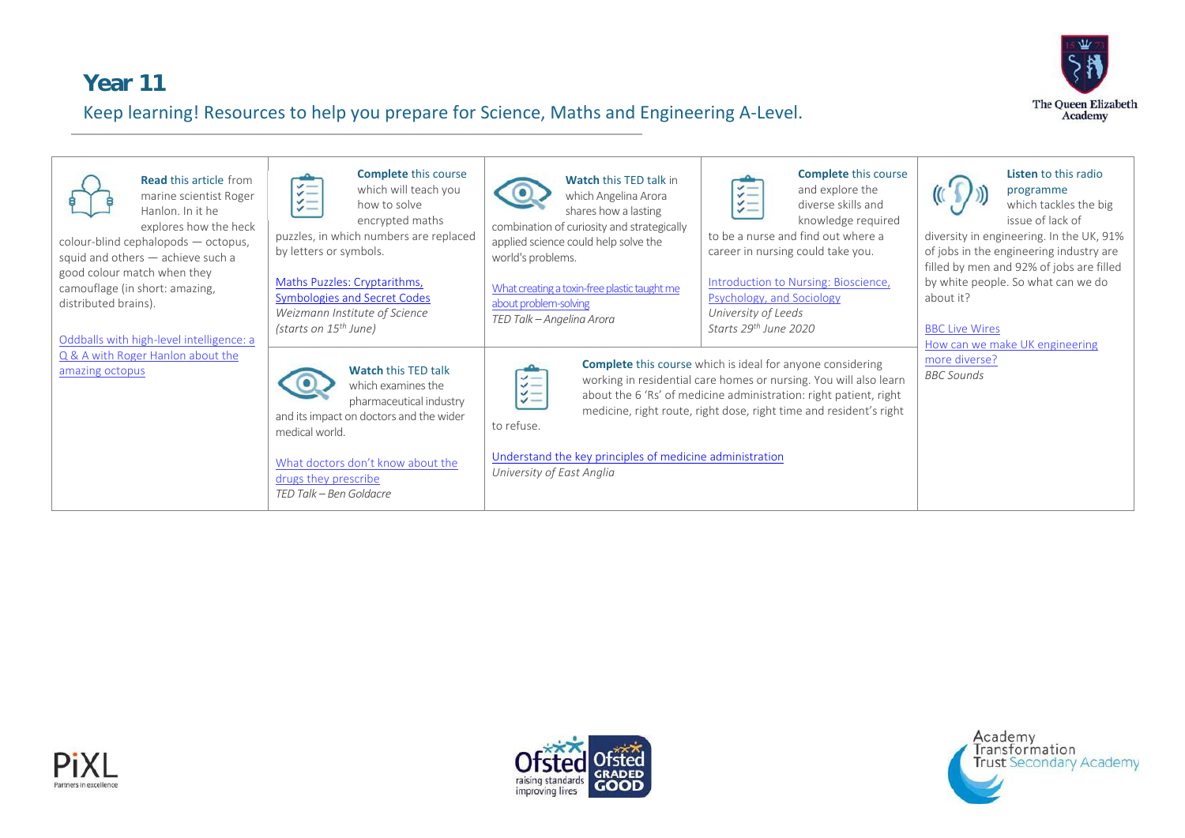# Year 11

## Keep learning! Resources to help you prepare for Science, Maths and Engineering A-Level.

**Read** this article from marine scientist Roger Hanlon. In it he explores how the heck colour-blind cephalopods — octopus, squid and others — achieve such a good colour match when they camouflage (in short: amazing, distributed brains).

Oddballs with high-level intelligence: a Q & A with Roger Hanlon about the amazing octopus

**Complete** this course which will teach you how to solve encrypted maths puzzles, in which numbers are replaced by letters or symbols.

Maths Puzzles: Cryptarithms, Symbologies and Secret Codes
*Weizmann Institute of Science*
*(starts on 15th June)*

**Watch** this TED talk in which Angelina Arora shares how a lasting combination of curiosity and strategically applied science could help solve the world's problems.

What creating a toxin-free plastic taught me about problem-solving
*TED Talk – Angelina Arora*

**Complete** this course and explore the diverse skills and knowledge required to be a nurse and find out where a career in nursing could take you.

Introduction to Nursing: Bioscience, Psychology, and Sociology
*University of Leeds*
*Starts 29th June 2020*

**Listen** to this radio programme which tackles the big issue of lack of diversity in engineering. In the UK, 91% of jobs in the engineering industry are filled by men and 92% of jobs are filled by white people. So what can we do about it?

BBC Live Wires
How can we make UK engineering more diverse?
*BBC Sounds*

**Watch** this TED talk which examines the pharmaceutical industry and its impact on doctors and the wider medical world.

What doctors don't know about the drugs they prescribe
*TED Talk – Ben Goldacre*

**Complete** this course which is ideal for anyone considering working in residential care homes or nursing. You will also learn about the 6 'Rs' of medicine administration: right patient, right medicine, right route, right dose, right time and resident's right to refuse.

Understand the key principles of medicine administration
*University of East Anglia*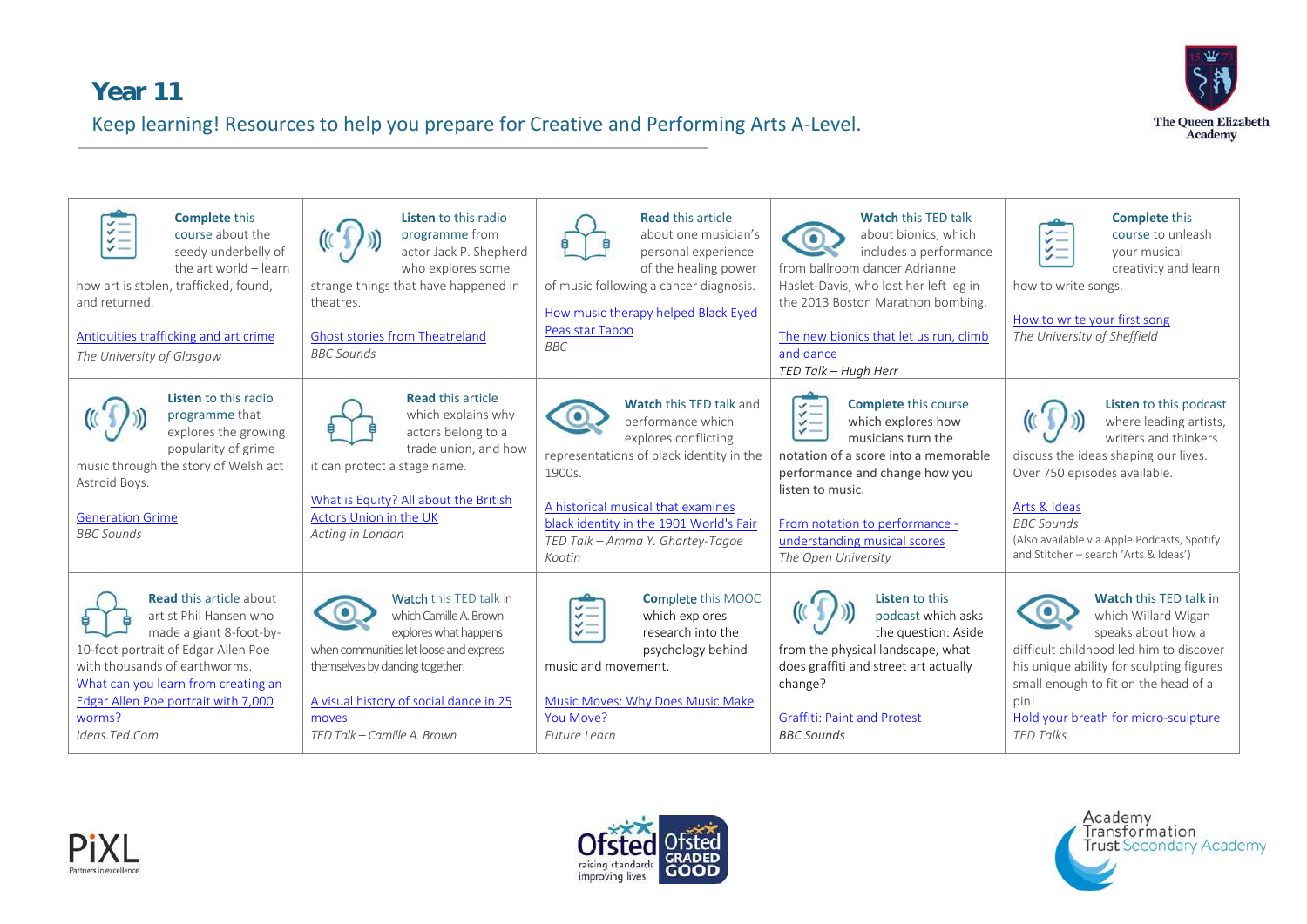# Year 11

Keep learning! Resources to help you prepare for Creative and Performing Arts A-Level.

| | | | | |
|---|---|---|---|---|
| **Complete** this course about the seedy underbelly of the art world – learn how art is stolen, trafficked, found, and returned.<br><br>Antiquities trafficking and art crime<br>*The University of Glasgow* | **Listen** to this radio programme from actor Jack P. Shepherd who explores some strange things that have happened in theatres.<br><br>Ghost stories from Theatreland<br>*BBC Sounds* | **Read** this article about one musician's personal experience of the healing power of music following a cancer diagnosis.<br><br>How music therapy helped Black Eyed Peas star Taboo<br>*BBC* | **Watch** this TED talk about bionics, which includes a performance from ballroom dancer Adrianne Haslet-Davis, who lost her left leg in the 2013 Boston Marathon bombing.<br><br>The new bionics that let us run, climb and dance<br>*TED Talk – Hugh Herr* | **Complete** this course to unleash your musical creativity and learn how to write songs.<br><br>How to write your first song<br>*The University of Sheffield* |
| **Listen** to this radio programme that explores the growing popularity of grime music through the story of Welsh act Astroid Boys.<br><br>Generation Grime<br>*BBC Sounds* | **Read** this article which explains why actors belong to a trade union, and how it can protect a stage name.<br><br>What is Equity? All about the British Actors Union in the UK<br>*Acting in London* | **Watch** this TED talk and performance which explores conflicting representations of black identity in the 1900s.<br><br>A historical musical that examines black identity in the 1901 World's Fair<br>*TED Talk – Amma Y. Ghartey-Tagoe Kootin* | **Complete** this course which explores how musicians turn the notation of a score into a memorable performance and change how you listen to music.<br><br>From notation to performance - understanding musical scores<br>*The Open University* | **Listen** to this podcast where leading artists, writers and thinkers discuss the ideas shaping our lives. Over 750 episodes available.<br><br>Arts & Ideas<br>*BBC Sounds*<br>(Also available via Apple Podcasts, Spotify and Stitcher – search 'Arts & Ideas') |
| **Read** this article about artist Phil Hansen who made a giant 8-foot-by-10-foot portrait of Edgar Allen Poe with thousands of earthworms.<br>What can you learn from creating an Edgar Allen Poe portrait with 7,000 worms?<br>*Ideas.Ted.Com* | **Watch** this TED talk in which Camille A. Brown explores what happens when communities let loose and express themselves by dancing together.<br><br>A visual history of social dance in 25 moves<br>*TED Talk – Camille A. Brown* | **Complete** this MOOC which explores research into the psychology behind music and movement.<br><br>Music Moves: Why Does Music Make You Move?<br>*Future Learn* | **Listen** to this podcast which asks the question: Aside from the physical landscape, what does graffiti and street art actually change?<br><br>Graffiti: Paint and Protest<br>*BBC Sounds* | **Watch** this TED talk in which Willard Wigan speaks about how a difficult childhood led him to discover his unique ability for sculpting figures small enough to fit on the head of a pin!<br>Hold your breath for micro-sculpture<br>*TED Talks* |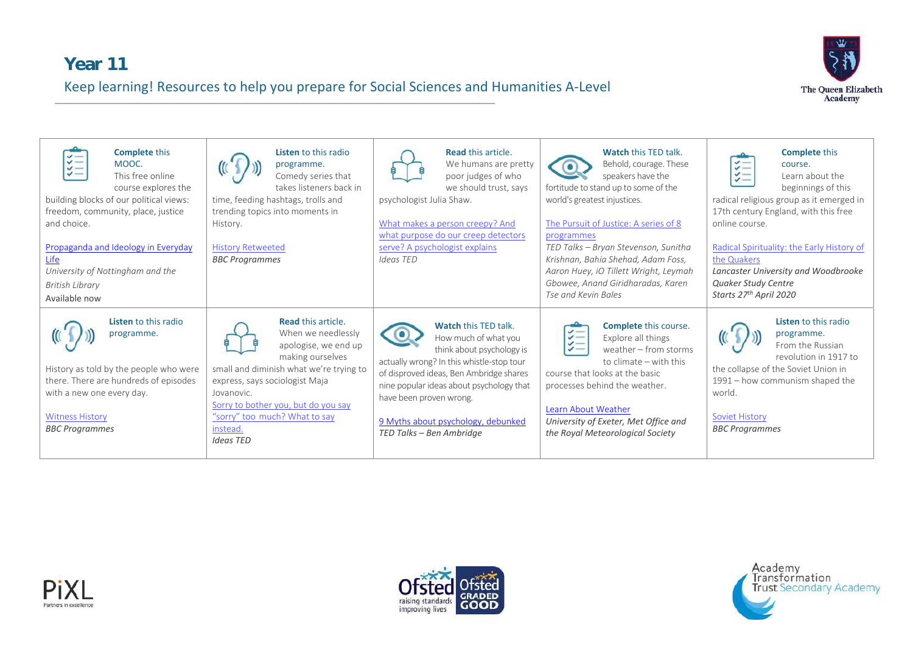# Year 11

## Keep learning! Resources to help you prepare for Social Sciences and Humanities A-Level

| | | | | |
|---|---|---|---|---|
| **Complete** this MOOC. This free online course explores the building blocks of our political views: freedom, community, place, justice and choice. <br><br> Propaganda and Ideology in Everyday Life <br> *University of Nottingham and the British Library* <br> Available now | **Listen** to this radio programme. Comedy series that takes listeners back in time, feeding hashtags, trolls and trending topics into moments in History. <br><br> History Retweeted <br> *BBC Programmes* | **Read** this article. We humans are pretty poor judges of who we should trust, says psychologist Julia Shaw. <br><br> What makes a person creepy? And what purpose do our creep detectors serve? A psychologist explains <br> *Ideas TED* | **Watch** this TED talk. Behold, courage. These speakers have the fortitude to stand up to some of the world's greatest injustices. <br><br> The Pursuit of Justice: A series of 8 programmes <br> *TED Talks – Bryan Stevenson, Sunitha Krishnan, Bahia Shehad, Adam Foss, Aaron Huey, iO Tillett Wright, Leymah Gbowee, Anand Giridharadas, Karen Tse and Kevin Bales* | **Complete** this course. Learn about the beginnings of this radical religious group as it emerged in 17th century England, with this free online course. <br><br> Radical Spirituality: the Early History of the Quakers <br> *Lancaster University and Woodbrooke Quaker Study Centre* <br> *Starts 27th April 2020* |
| **Listen** to this radio programme. <br><br> History as told by the people who were there. There are hundreds of episodes with a new one every day. <br><br> Witness History <br> *BBC Programmes* | **Read** this article. When we needlessly apologise, we end up making ourselves small and diminish what we're trying to express, says sociologist Maja Jovanovic. <br> Sorry to bother you, but do you say "sorry" too much? What to say instead. <br> *Ideas TED* | **Watch** this TED talk. How much of what you think about psychology is actually wrong? In this whistle-stop tour of disproved ideas, Ben Ambridge shares nine popular ideas about psychology that have been proven wrong. <br><br> 9 Myths about psychology, debunked <br> *TED Talks – Ben Ambridge* | **Complete** this course. Explore all things weather – from storms to climate – with this course that looks at the basic processes behind the weather. <br><br> Learn About Weather <br> *University of Exeter, Met Office and the Royal Meteorological Society* | **Listen** to this radio programme. From the Russian revolution in 1917 to the collapse of the Soviet Union in 1991 – how communism shaped the world. <br><br> Soviet History <br> *BBC Programmes* |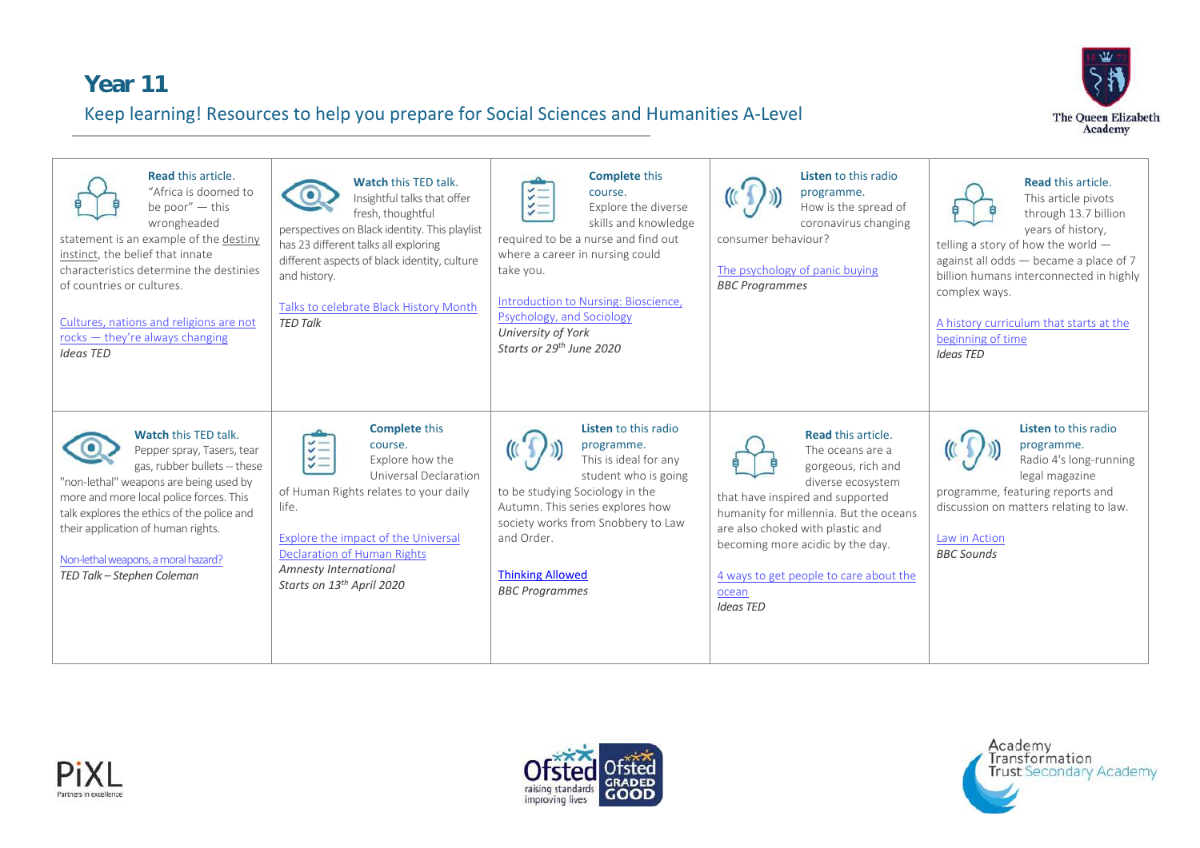# Year 11

## Keep learning! Resources to help you prepare for Social Sciences and Humanities A-Level

The Queen Elizabeth Academy

**Read** this article.
"Africa is doomed to be poor" — this wrongheaded statement is an example of the destiny instinct, the belief that innate characteristics determine the destinies of countries or cultures.

Cultures, nations and religions are not rocks — they're always changing
*Ideas TED*

**Watch** this TED talk.
Insightful talks that offer fresh, thoughtful perspectives on Black identity. This playlist has 23 different talks all exploring different aspects of black identity, culture and history.

Talks to celebrate Black History Month
*TED Talk*

**Complete** this course.
Explore the diverse skills and knowledge required to be a nurse and find out where a career in nursing could take you.

Introduction to Nursing: Bioscience, Psychology, and Sociology
*University of York*
*Starts or 29th June 2020*

**Listen** to this radio programme.
How is the spread of coronavirus changing consumer behaviour?

The psychology of panic buying
*BBC Programmes*

**Read** this article.
This article pivots through 13.7 billion years of history, telling a story of how the world — against all odds — became a place of 7 billion humans interconnected in highly complex ways.

A history curriculum that starts at the beginning of time
*Ideas TED*

**Watch** this TED talk.
Pepper spray, Tasers, tear gas, rubber bullets -- these "non-lethal" weapons are being used by more and more local police forces. This talk explores the ethics of the police and their application of human rights.

Non-lethal weapons, a moral hazard?
*TED Talk – Stephen Coleman*

**Complete** this course.
Explore how the Universal Declaration of Human Rights relates to your daily life.

Explore the impact of the Universal Declaration of Human Rights
*Amnesty International*
*Starts on 13th April 2020*

**Listen** to this radio programme.
This is ideal for any student who is going to be studying Sociology in the Autumn. This series explores how society works from Snobbery to Law and Order.

Thinking Allowed
*BBC Programmes*

**Read** this article.
The oceans are a gorgeous, rich and diverse ecosystem that have inspired and supported humanity for millennia. But the oceans are also choked with plastic and becoming more acidic by the day.

4 ways to get people to care about the ocean
*Ideas TED*

**Listen** to this radio programme.
Radio 4's long-running legal magazine programme, featuring reports and discussion on matters relating to law.

Law in Action
*BBC Sounds*

PiXL Partners in excellence

Ofsted raising standards improving lives — Ofsted GRADED GOOD

Academy Transformation Trust Secondary Academy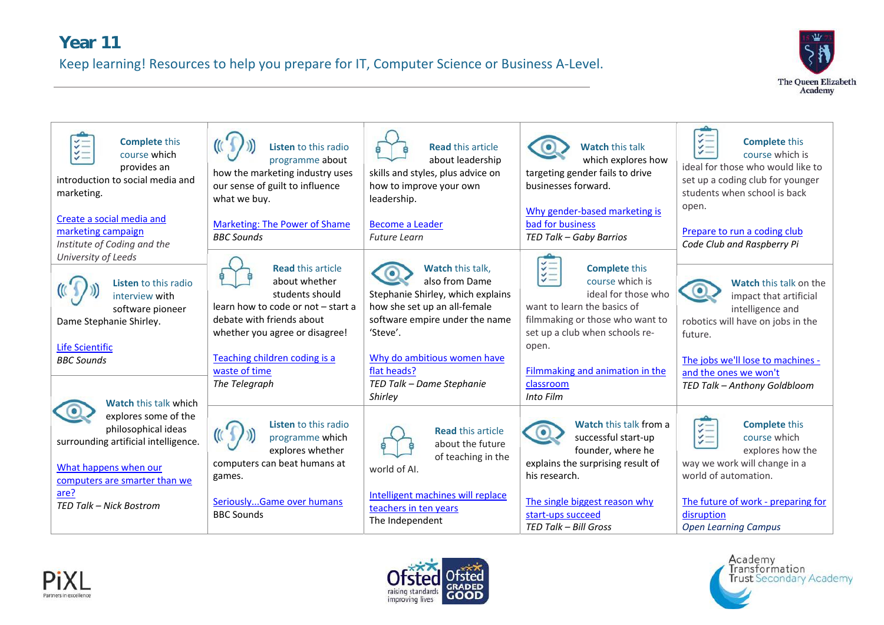# Year 11

Keep learning! Resources to help you prepare for IT, Computer Science or Business A-Level.

**Complete** this course which provides an introduction to social media and marketing.

Create a social media and marketing campaign
*Institute of Coding and the University of Leeds*

**Listen** to this radio programme about how the marketing industry uses our sense of guilt to influence what we buy.

Marketing: The Power of Shame
*BBC Sounds*

**Read** this article about leadership skills and styles, plus advice on how to improve your own leadership.

Become a Leader
*Future Learn*

**Watch** this talk which explores how targeting gender fails to drive businesses forward.

Why gender-based marketing is bad for business
*TED Talk – Gaby Barrios*

**Complete** this course which is ideal for those who would like to set up a coding club for younger students when school is back open.

Prepare to run a coding club
*Code Club and Raspberry Pi*

**Listen** to this radio interview with software pioneer Dame Stephanie Shirley.

Life Scientific
*BBC Sounds*

**Read** this article about whether students should learn how to code or not – start a debate with friends about whether you agree or disagree!

Teaching children coding is a waste of time
*The Telegraph*

**Watch** this talk, also from Dame Stephanie Shirley, which explains how she set up an all-female software empire under the name 'Steve'.

Why do ambitious women have flat heads?
*TED Talk – Dame Stephanie Shirley*

**Complete** this course which is ideal for those who want to learn the basics of filmmaking or those who want to set up a club when schools re-open.

Filmmaking and animation in the classroom
*Into Film*

**Watch** this talk on the impact that artificial intelligence and robotics will have on jobs in the future.

The jobs we'll lose to machines - and the ones we won't
*TED Talk – Anthony Goldbloom*

**Watch** this talk which explores some of the philosophical ideas surrounding artificial intelligence.

What happens when our computers are smarter than we are?
*TED Talk – Nick Bostrom*

**Listen** to this radio programme which explores whether computers can beat humans at games.

Seriously...Game over humans
BBC Sounds

**Read** this article about the future of teaching in the world of AI.

Intelligent machines will replace teachers in ten years
The Independent

**Watch** this talk from a successful start-up founder, where he explains the surprising result of his research.

The single biggest reason why start-ups succeed
*TED Talk – Bill Gross*

**Complete** this course which explores how the way we work will change in a world of automation.

The future of work - preparing for disruption
*Open Learning Campus*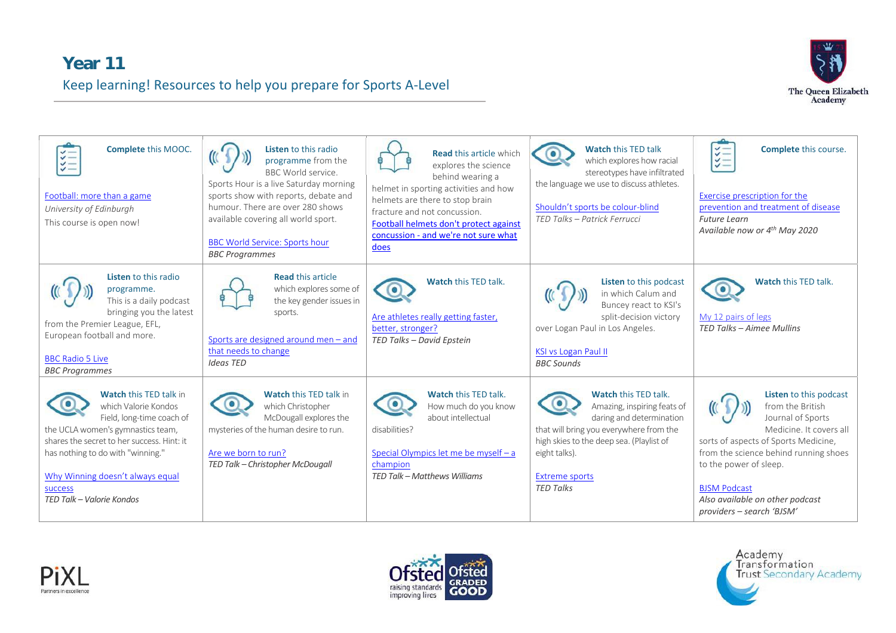# Year 11

## Keep learning! Resources to help you prepare for Sports A-Level

| | | | | |
|---|---|---|---|---|
| **Complete** this MOOC.<br><br>Football: more than a game<br>*University of Edinburgh*<br>This course is open now! | **Listen** to this radio programme from the BBC World service.<br>Sports Hour is a live Saturday morning sports show with reports, debate and humour. There are over 280 shows available covering all world sport.<br><br>BBC World Service: Sports hour<br>*BBC Programmes* | **Read** this article which explores the science behind wearing a helmet in sporting activities and how helmets are there to stop brain fracture and not concussion.<br>Football helmets don't protect against concussion - and we're not sure what does | **Watch** this TED talk which explores how racial stereotypes have infiltrated the language we use to discuss athletes.<br><br>Shouldn't sports be colour-blind<br>*TED Talks – Patrick Ferrucci* | **Complete** this course.<br><br>Exercise prescription for the prevention and treatment of disease<br>*Future Learn*<br>*Available now or 4th May 2020* |
| **Listen** to this radio programme.<br>This is a daily podcast bringing you the latest from the Premier League, EFL, European football and more.<br><br>BBC Radio 5 Live<br>*BBC Programmes* | **Read** this article which explores some of the key gender issues in sports.<br><br>Sports are designed around men – and that needs to change<br>*Ideas TED* | **Watch** this TED talk.<br><br>Are athletes really getting faster, better, stronger?<br>*TED Talks – David Epstein* | **Listen** to this podcast in which Calum and Buncey react to KSI's split-decision victory over Logan Paul in Los Angeles.<br><br>KSI vs Logan Paul II<br>*BBC Sounds* | **Watch** this TED talk.<br><br>My 12 pairs of legs<br>*TED Talks – Aimee Mullins* |
| **Watch** this TED talk in which Valorie Kondos Field, long-time coach of the UCLA women's gymnastics team, shares the secret to her success. Hint: it has nothing to do with "winning."<br><br>Why Winning doesn't always equal success<br>*TED Talk – Valorie Kondos* | **Watch** this TED talk in which Christopher McDougall explores the mysteries of the human desire to run.<br><br>Are we born to run?<br>*TED Talk – Christopher McDougall* | **Watch** this TED talk.<br>How much do you know about intellectual disabilities?<br><br>Special Olympics let me be myself – a champion<br>*TED Talk – Matthews Williams* | **Watch** this TED talk.<br>Amazing, inspiring feats of daring and determination that will bring you everywhere from the high skies to the deep sea. (Playlist of eight talks).<br><br>Extreme sports<br>*TED Talks* | **Listen** to this podcast from the British Journal of Sports Medicine. It covers all sorts of aspects of Sports Medicine, from the science behind running shoes to the power of sleep.<br><br>BJSM Podcast<br>*Also available on other podcast providers – search 'BJSM'* |